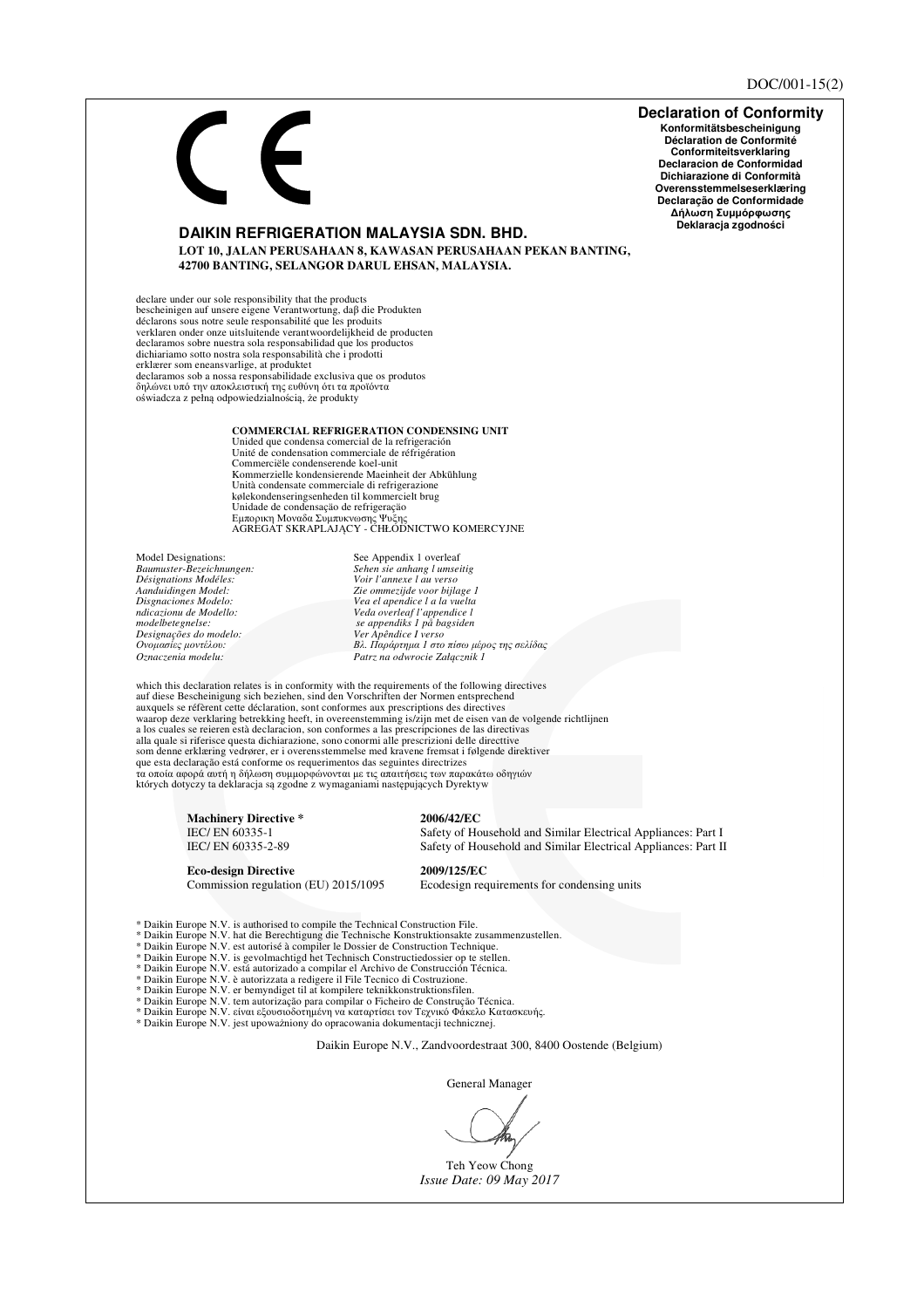DOC/001-15(2)

CE

## Declaration of Conformity

**Konformitätsbescheinigung**
**Déclaration de Conformité**
**Conformiteitsverklaring**
**Declaracion de Conformidad**
**Dichiarazione di Conformità**
**Overensstemmelseserklæring**
**Declaração de Conformidade**
**Δήλωση Συμμόρφωσης**
**Deklaracja zgodności**

**DAIKIN REFRIGERATION MALAYSIA SDN. BHD.**
**LOT 10, JALAN PERUSAHAAN 8, KAWASAN PERUSAHAAN PEKAN BANTING, 42700 BANTING, SELANGOR DARUL EHSAN, MALAYSIA.**

declare under our sole responsibility that the products
bescheinigen auf unsere eigene Verantwortung, daβ die Produkten
déclarons sous notre seule responsabilité que les produits
verklaren onder onze uitsluitende verantwoordelijkheid de producten
declaramos sobre nuestra sola responsabilidad que los productos
dichiariamo sotto nostra sola responsabilità che i prodotti
erklærer som eneansvarlige, at produktet
declaramos sob a nossa responsabilidade exclusiva que os produtos
δηλώνει υπό την αποκλειστική της ευθύνη ότι τα προϊόντα
oświadcza z pełną odpowiedzialnością, że produkty

**COMMERCIAL REFRIGERATION CONDENSING UNIT**
Unided que condensa comercial de la refrigeración
Unité de condensation commerciale de réfrigération
Commerciële condenserende koel-unit
Kommerzielle kondensierende Maeinheit der Abkühlung
Unità condensate commerciale di refrigerazione
kølekondenseringsenheden til kommercielt brug
Unidade de condensação de refrigeração
Εμπορικη Μοναδα Συμπυκνωσης Ψυξης
AGREGAT SKRAPLAJĄCY - CHŁODNICTWO KOMERCYJNE

| | |
|---|---|
| Model Designations: | See Appendix 1 overleaf |
| *Baumuster-Bezeichnungen:* | *Sehen sie anhang l umseitig* |
| *Désignations Modéles:* | *Voir l'annexe l au verso* |
| *Aanduidingen Model:* | *Zie ommezijde voor bijlage 1* |
| *Disgnaciones Modelo:* | *Vea el apendice l a la vuelta* |
| *ndicazionu de Modello:* | *Veda overleaf l'appendice l* |
| *modelbetegnelse:* | *se appendiks 1 på bagsiden* |
| *Designações do modelo:* | *Ver Apêndice I verso* |
| *Ονομασίες μοντέλων:* | *Βλ. Παράρτημα 1 στο πίσω μέρος της σελίδας* |
| *Oznaczenia modelu:* | *Patrz na odwrocie Załącznik 1* |

which this declaration relates is in conformity with the requirements of the following directives
auf diese Bescheinigung sich beziehen, sind den Vorschriften der Normen entsprechend
auxquels se réfèrent cette déclaration, sont conformes aux prescriptions des directives
waarop deze verklaring betrekking heeft, in overeenstemming is/zijn met de eisen van de volgende richtlijnen
a los cuales se reieren está declaracion, son conformes a las prescripciones de las directivas
alla quale si riferisce questa dichiarazione, sono conormi alle prescrizioni delle directtive
som denne erklæring vedrører, er i overensstemmelse med kravene fremsat i følgende direktiver
que esta declaração está conforme os requerimentos das seguintes directrizes
τα οποία αφορά αυτή η δήλωση συμμορφώνονται με τις απαιτήσεις των παρακάτω οδηγιών
których dotyczy ta deklaracja są zgodne z wymaganiami następujących Dyrektyw

| | |
|---|---|
| **Machinery Directive** * | **2006/42/EC** |
| IEC/ EN 60335-1 | Safety of Household and Similar Electrical Appliances: Part I |
| IEC/ EN 60335-2-89 | Safety of Household and Similar Electrical Appliances: Part II |
| **Eco-design Directive** | **2009/125/EC** |
| Commission regulation (EU) 2015/1095 | Ecodesign requirements for condensing units |

\* Daikin Europe N.V. is authorised to compile the Technical Construction File.
\* Daikin Europe N.V. hat die Berechtigung die Technische Konstruktionsakte zusammenzustellen.
\* Daikin Europe N.V. est autorisé à compiler le Dossier de Construction Technique.
\* Daikin Europe N.V. is gevolmachtigd het Technisch Constructiedossier op te stellen.
\* Daikin Europe N.V. está autorizado a compilar el Archivo de Construcción Técnica.
\* Daikin Europe N.V. è autorizzata a redigere il File Tecnico di Costruzione.
\* Daikin Europe N.V. er bemyndiget til at kompilere teknikkonstruktionsfilen.
\* Daikin Europe N.V. tem autorização para compilar o Ficheiro de Construção Técnica.
\* Daikin Europe N.V. είναι εξουσιοδοτημένη να καταρτίσει τον Τεχνικό Φάκελο Κατασκευής.
\* Daikin Europe N.V. jest upoważniony do opracowania dokumentacji technicznej.

Daikin Europe N.V., Zandvoordestraat 300, 8400 Oostende (Belgium)

General Manager

Teh Yeow Chong
*Issue Date: 09 May 2017*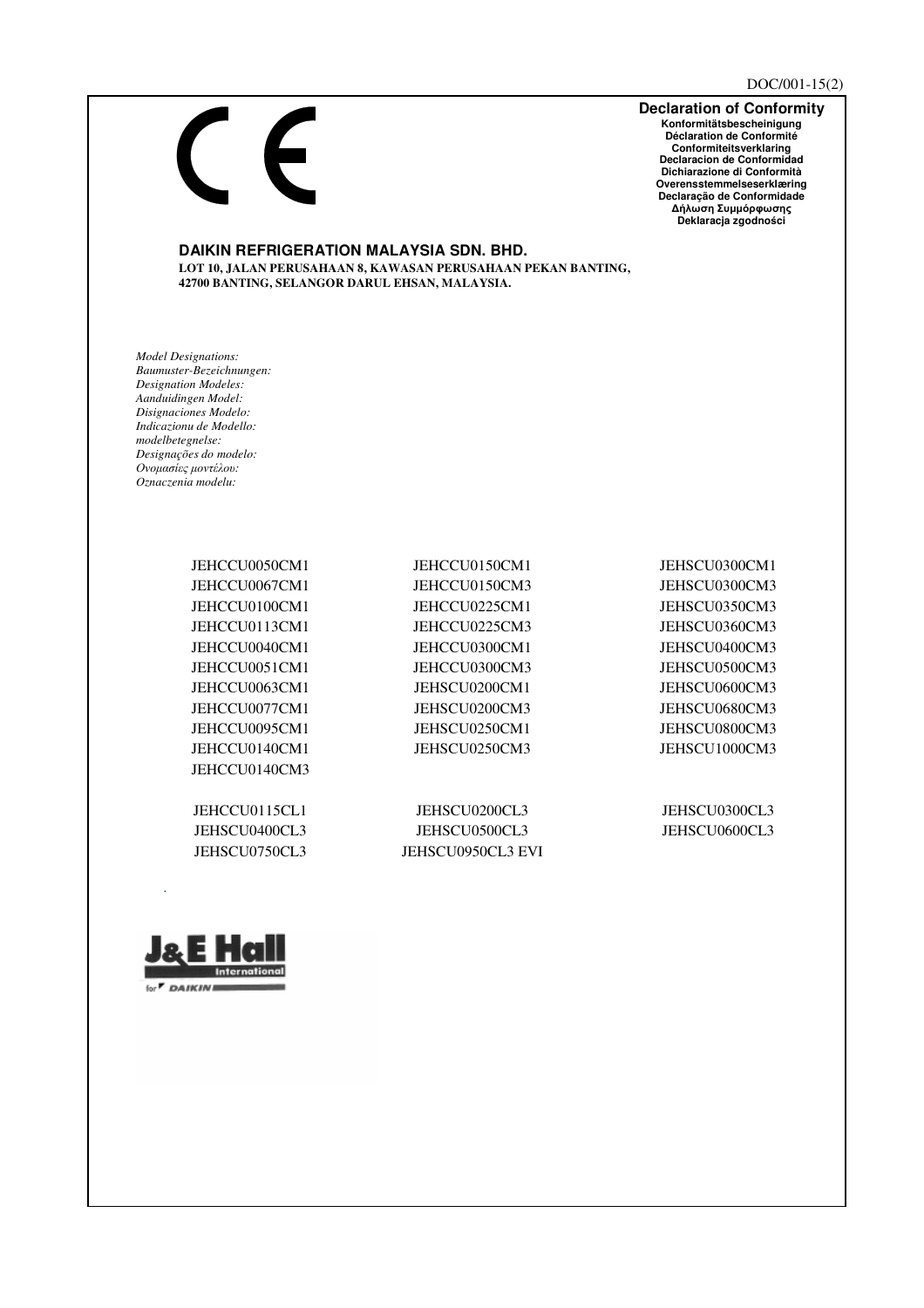DOC/001-15(2)

CE

**Declaration of Conformity**
**Konformitätsbescheinigung**
**Déclaration de Conformité**
**Conformiteitsverklaring**
**Declaracion de Conformidad**
**Dichiarazione di Conformità**
**Overensstemmelseserklæring**
**Declaração de Conformidade**
**Δήλωση Συμμόρφωσης**
**Deklaracja zgodności**

**DAIKIN REFRIGERATION MALAYSIA SDN. BHD.**
**LOT 10, JALAN PERUSAHAAN 8, KAWASAN PERUSAHAAN PEKAN BANTING,**
**42700 BANTING, SELANGOR DARUL EHSAN, MALAYSIA.**

*Model Designations:*
*Baumuster-Bezeichnungen:*
*Designation Modeles:*
*Aanduidingen Model:*
*Disignaciones Modelo:*
*Indicazionu de Modello:*
*modelbetegnelse:*
*Designações do modelo:*
*Ονομασίες μοντέλου:*
*Oznaczenia modelu:*

| | | |
|---|---|---|
| JEHCCU0050CM1 | JEHCCU0150CM1 | JEHSCU0300CM1 |
| JEHCCU0067CM1 | JEHCCU0150CM3 | JEHSCU0300CM3 |
| JEHCCU0100CM1 | JEHCCU0225CM1 | JEHSCU0350CM3 |
| JEHCCU0113CM1 | JEHCCU0225CM3 | JEHSCU0360CM3 |
| JEHCCU0040CM1 | JEHCCU0300CM1 | JEHSCU0400CM3 |
| JEHCCU0051CM1 | JEHCCU0300CM3 | JEHSCU0500CM3 |
| JEHCCU0063CM1 | JEHSCU0200CM1 | JEHSCU0600CM3 |
| JEHCCU0077CM1 | JEHSCU0200CM3 | JEHSCU0680CM3 |
| JEHCCU0095CM1 | JEHSCU0250CM1 | JEHSCU0800CM3 |
| JEHCCU0140CM1 | JEHSCU0250CM3 | JEHSCU1000CM3 |
| JEHCCU0140CM3 | | |
| JEHCCU0115CL1 | JEHSCU0200CL3 | JEHSCU0300CL3 |
| JEHSCU0400CL3 | JEHSCU0500CL3 | JEHSCU0600CL3 |
| JEHSCU0750CL3 | JEHSCU0950CL3 EVI | |

J&E Hall International
for DAIKIN